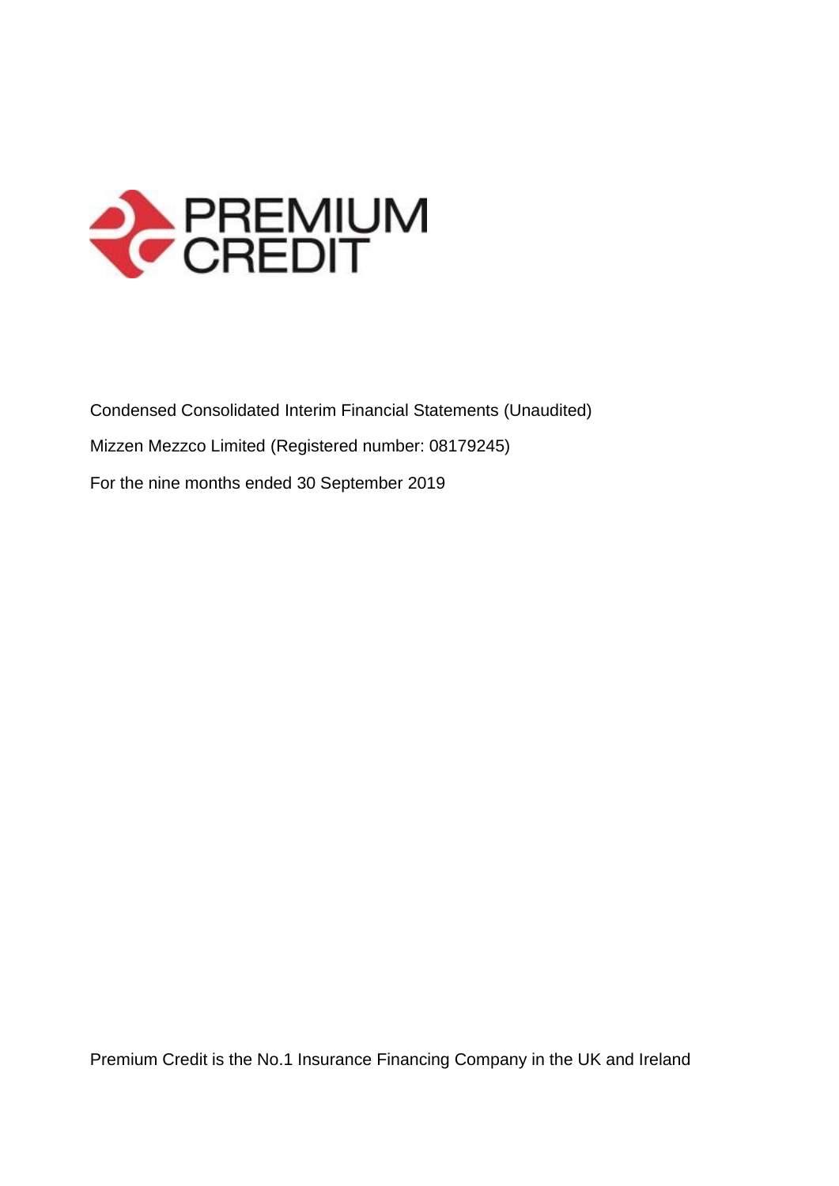PREMIUM CREDIT

Condensed Consolidated Interim Financial Statements (Unaudited)

Mizzen Mezzco Limited (Registered number: 08179245)

For the nine months ended 30 September 2019

Premium Credit is the No.1 Insurance Financing Company in the UK and Ireland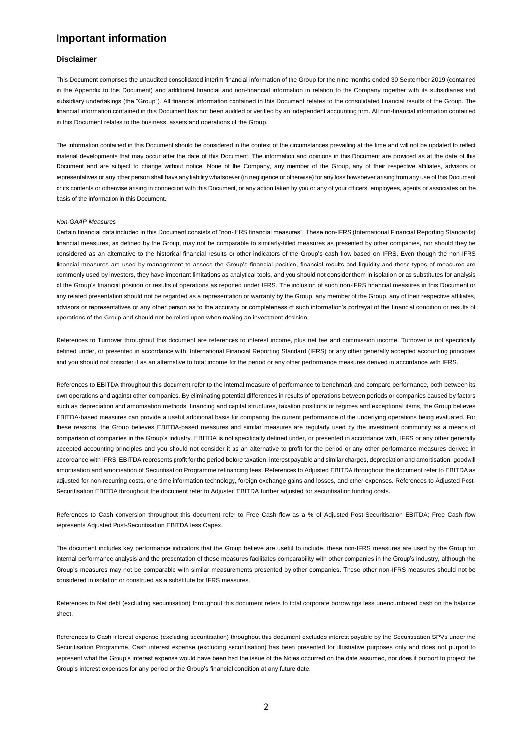# Important information

## Disclaimer

This Document comprises the unaudited consolidated interim financial information of the Group for the nine months ended 30 September 2019 (contained in the Appendix to this Document) and additional financial and non-financial information in relation to the Company together with its subsidiaries and subsidiary undertakings (the "Group"). All financial information contained in this Document relates to the consolidated financial results of the Group. The financial information contained in this Document has not been audited or verified by an independent accounting firm. All non-financial information contained in this Document relates to the business, assets and operations of the Group.

The information contained in this Document should be considered in the context of the circumstances prevailing at the time and will not be updated to reflect material developments that may occur after the date of this Document. The information and opinions in this Document are provided as at the date of this Document and are subject to change without notice. None of the Company, any member of the Group, any of their respective affiliates, advisors or representatives or any other person shall have any liability whatsoever (in negligence or otherwise) for any loss howsoever arising from any use of this Document or its contents or otherwise arising in connection with this Document, or any action taken by you or any of your officers, employees, agents or associates on the basis of the information in this Document.

*Non-GAAP Measures*

Certain financial data included in this Document consists of "non-IFRS financial measures". These non-IFRS (International Financial Reporting Standards) financial measures, as defined by the Group, may not be comparable to similarly-titled measures as presented by other companies, nor should they be considered as an alternative to the historical financial results or other indicators of the Group's cash flow based on IFRS. Even though the non-IFRS financial measures are used by management to assess the Group's financial position, financial results and liquidity and these types of measures are commonly used by investors, they have important limitations as analytical tools, and you should not consider them in isolation or as substitutes for analysis of the Group's financial position or results of operations as reported under IFRS. The inclusion of such non-IFRS financial measures in this Document or any related presentation should not be regarded as a representation or warranty by the Group, any member of the Group, any of their respective affiliates, advisors or representatives or any other person as to the accuracy or completeness of such information's portrayal of the financial condition or results of operations of the Group and should not be relied upon when making an investment decision

References to Turnover throughout this document are references to interest income, plus net fee and commission income. Turnover is not specifically defined under, or presented in accordance with, International Financial Reporting Standard (IFRS) or any other generally accepted accounting principles and you should not consider it as an alternative to total income for the period or any other performance measures derived in accordance with IFRS.

References to EBITDA throughout this document refer to the internal measure of performance to benchmark and compare performance, both between its own operations and against other companies. By eliminating potential differences in results of operations between periods or companies caused by factors such as depreciation and amortisation methods, financing and capital structures, taxation positions or regimes and exceptional items, the Group believes EBITDA-based measures can provide a useful additional basis for comparing the current performance of the underlying operations being evaluated. For these reasons, the Group believes EBITDA-based measures and similar measures are regularly used by the investment community as a means of comparison of companies in the Group's industry. EBITDA is not specifically defined under, or presented in accordance with, IFRS or any other generally accepted accounting principles and you should not consider it as an alternative to profit for the period or any other performance measures derived in accordance with IFRS. EBITDA represents profit for the period before taxation, interest payable and similar charges, depreciation and amortisation, goodwill amortisation and amortisation of Securitisation Programme refinancing fees. References to Adjusted EBITDA throughout the document refer to EBITDA as adjusted for non-recurring costs, one-time information technology, foreign exchange gains and losses, and other expenses. References to Adjusted Post-Securitisation EBITDA throughout the document refer to Adjusted EBITDA further adjusted for securitisation funding costs.

References to Cash conversion throughout this document refer to Free Cash flow as a % of Adjusted Post-Securitisation EBITDA; Free Cash flow represents Adjusted Post-Securitisation EBITDA less Capex.

The document includes key performance indicators that the Group believe are useful to include, these non-IFRS measures are used by the Group for internal performance analysis and the presentation of these measures facilitates comparability with other companies in the Group's industry, although the Group's measures may not be comparable with similar measurements presented by other companies. These other non-IFRS measures should not be considered in isolation or construed as a substitute for IFRS measures.

References to Net debt (excluding securitisation) throughout this document refers to total corporate borrowings less unencumbered cash on the balance sheet.

References to Cash interest expense (excluding securitisation) throughout this document excludes interest payable by the Securitisation SPVs under the Securitisation Programme. Cash interest expense (excluding securitisation) has been presented for illustrative purposes only and does not purport to represent what the Group's interest expense would have been had the issue of the Notes occurred on the date assumed, nor does it purport to project the Group's interest expenses for any period or the Group's financial condition at any future date.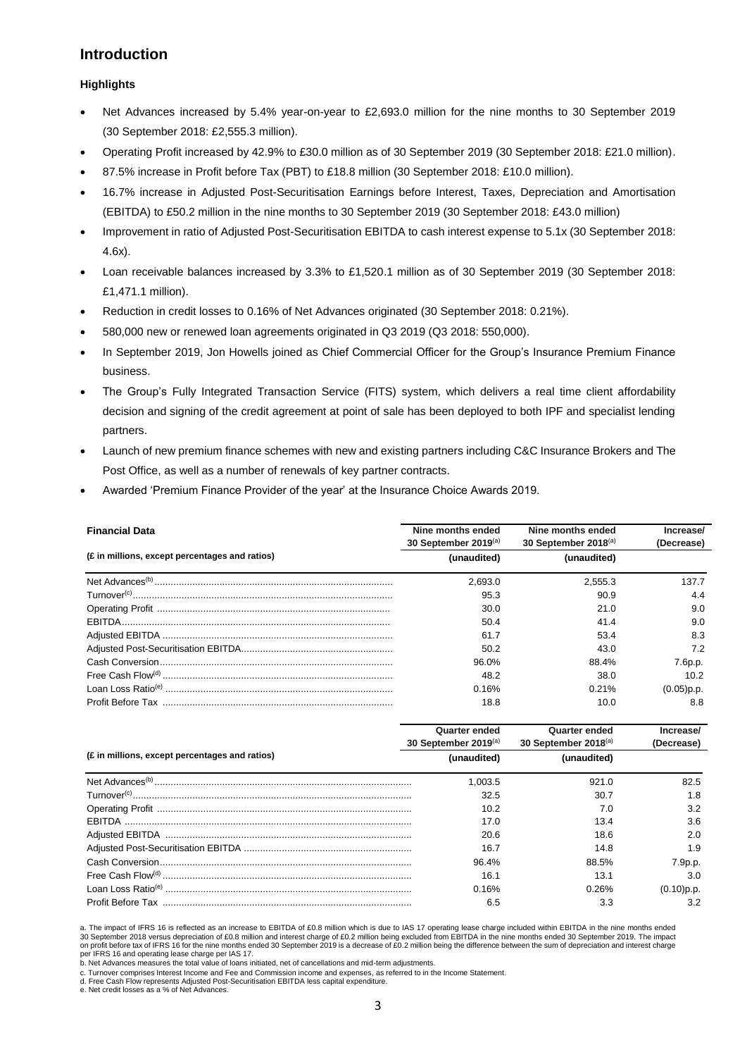## Introduction

### Highlights

- Net Advances increased by 5.4% year-on-year to £2,693.0 million for the nine months to 30 September 2019 (30 September 2018: £2,555.3 million).
- Operating Profit increased by 42.9% to £30.0 million as of 30 September 2019 (30 September 2018: £21.0 million).
- 87.5% increase in Profit before Tax (PBT) to £18.8 million (30 September 2018: £10.0 million).
- 16.7% increase in Adjusted Post-Securitisation Earnings before Interest, Taxes, Depreciation and Amortisation (EBITDA) to £50.2 million in the nine months to 30 September 2019 (30 September 2018: £43.0 million)
- Improvement in ratio of Adjusted Post-Securitisation EBITDA to cash interest expense to 5.1x (30 September 2018: 4.6x).
- Loan receivable balances increased by 3.3% to £1,520.1 million as of 30 September 2019 (30 September 2018: £1,471.1 million).
- Reduction in credit losses to 0.16% of Net Advances originated (30 September 2018: 0.21%).
- 580,000 new or renewed loan agreements originated in Q3 2019 (Q3 2018: 550,000).
- In September 2019, Jon Howells joined as Chief Commercial Officer for the Group's Insurance Premium Finance business.
- The Group's Fully Integrated Transaction Service (FITS) system, which delivers a real time client affordability decision and signing of the credit agreement at point of sale has been deployed to both IPF and specialist lending partners.
- Launch of new premium finance schemes with new and existing partners including C&C Insurance Brokers and The Post Office, as well as a number of renewals of key partner contracts.
- Awarded 'Premium Finance Provider of the year' at the Insurance Choice Awards 2019.

| **Financial Data** (£ in millions, except percentages and ratios) | Nine months ended 30 September 2019[(a)] (unaudited) | Nine months ended 30 September 2018[(a)] (unaudited) | Increase/ (Decrease) |
|---|---|---|---|
| Net Advances[(b)] | 2,693.0 | 2,555.3 | 137.7 |
| Turnover[(c)] | 95.3 | 90.9 | 4.4 |
| Operating Profit | 30.0 | 21.0 | 9.0 |
| EBITDA | 50.4 | 41.4 | 9.0 |
| Adjusted EBITDA | 61.7 | 53.4 | 8.3 |
| Adjusted Post-Securitisation EBITDA | 50.2 | 43.0 | 7.2 |
| Cash Conversion | 96.0% | 88.4% | 7.6p.p. |
| Free Cash Flow[(d)] | 48.2 | 38.0 | 10.2 |
| Loan Loss Ratio[(e)] | 0.16% | 0.21% | (0.05)p.p. |
| Profit Before Tax | 18.8 | 10.0 | 8.8 |

| (£ in millions, except percentages and ratios) | Quarter ended 30 September 2019[(a)] (unaudited) | Quarter ended 30 September 2018[(a)] (unaudited) | Increase/ (Decrease) |
|---|---|---|---|
| Net Advances[(b)] | 1,003.5 | 921.0 | 82.5 |
| Turnover[(c)] | 32.5 | 30.7 | 1.8 |
| Operating Profit | 10.2 | 7.0 | 3.2 |
| EBITDA | 17.0 | 13.4 | 3.6 |
| Adjusted EBITDA | 20.6 | 18.6 | 2.0 |
| Adjusted Post-Securitisation EBITDA | 16.7 | 14.8 | 1.9 |
| Cash Conversion | 96.4% | 88.5% | 7.9p.p. |
| Free Cash Flow[(d)] | 16.1 | 13.1 | 3.0 |
| Loan Loss Ratio[(e)] | 0.16% | 0.26% | (0.10)p.p. |
| Profit Before Tax | 6.5 | 3.3 | 3.2 |

a. The impact of IFRS 16 is reflected as an increase to EBITDA of £0.8 million which is due to IAS 17 operating lease charge included within EBITDA in the nine months ended 30 September 2018 versus depreciation of £0.8 million and interest charge of £0.2 million being excluded from EBITDA in the nine months ended 30 September 2019. The impact on profit before tax of IFRS 16 for the nine months ended 30 September 2019 is a decrease of £0.2 million being the difference between the sum of depreciation and interest charge per IFRS 16 and operating lease charge per IAS 17.
b. Net Advances measures the total value of loans initiated, net of cancellations and mid-term adjustments.
c. Turnover comprises Interest Income and Fee and Commission income and expenses, as referred to in the Income Statement.
d. Free Cash Flow represents Adjusted Post-Securitisation EBITDA less capital expenditure.
e. Net credit losses as a % of Net Advances.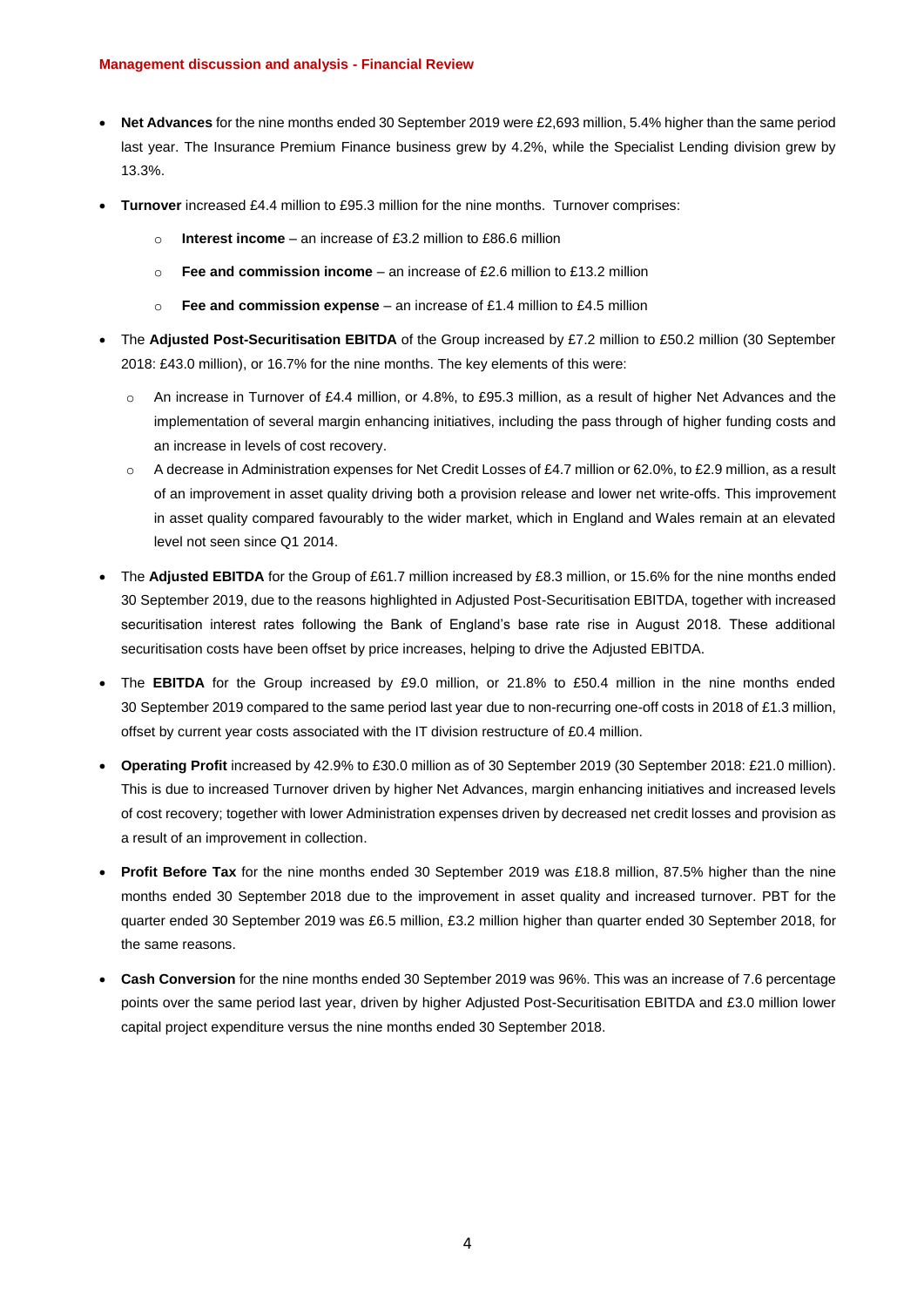**Management discussion and analysis - Financial Review**

- **Net Advances** for the nine months ended 30 September 2019 were £2,693 million, 5.4% higher than the same period last year. The Insurance Premium Finance business grew by 4.2%, while the Specialist Lending division grew by 13.3%.
- **Turnover** increased £4.4 million to £95.3 million for the nine months. Turnover comprises:
  - **Interest income** – an increase of £3.2 million to £86.6 million
  - **Fee and commission income** – an increase of £2.6 million to £13.2 million
  - **Fee and commission expense** – an increase of £1.4 million to £4.5 million
- The **Adjusted Post-Securitisation EBITDA** of the Group increased by £7.2 million to £50.2 million (30 September 2018: £43.0 million), or 16.7% for the nine months. The key elements of this were:
  - An increase in Turnover of £4.4 million, or 4.8%, to £95.3 million, as a result of higher Net Advances and the implementation of several margin enhancing initiatives, including the pass through of higher funding costs and an increase in levels of cost recovery.
  - A decrease in Administration expenses for Net Credit Losses of £4.7 million or 62.0%, to £2.9 million, as a result of an improvement in asset quality driving both a provision release and lower net write-offs. This improvement in asset quality compared favourably to the wider market, which in England and Wales remain at an elevated level not seen since Q1 2014.
- The **Adjusted EBITDA** for the Group of £61.7 million increased by £8.3 million, or 15.6% for the nine months ended 30 September 2019, due to the reasons highlighted in Adjusted Post-Securitisation EBITDA, together with increased securitisation interest rates following the Bank of England's base rate rise in August 2018. These additional securitisation costs have been offset by price increases, helping to drive the Adjusted EBITDA.
- The **EBITDA** for the Group increased by £9.0 million, or 21.8% to £50.4 million in the nine months ended 30 September 2019 compared to the same period last year due to non-recurring one-off costs in 2018 of £1.3 million, offset by current year costs associated with the IT division restructure of £0.4 million.
- **Operating Profit** increased by 42.9% to £30.0 million as of 30 September 2019 (30 September 2018: £21.0 million). This is due to increased Turnover driven by higher Net Advances, margin enhancing initiatives and increased levels of cost recovery; together with lower Administration expenses driven by decreased net credit losses and provision as a result of an improvement in collection.
- **Profit Before Tax** for the nine months ended 30 September 2019 was £18.8 million, 87.5% higher than the nine months ended 30 September 2018 due to the improvement in asset quality and increased turnover. PBT for the quarter ended 30 September 2019 was £6.5 million, £3.2 million higher than quarter ended 30 September 2018, for the same reasons.
- **Cash Conversion** for the nine months ended 30 September 2019 was 96%. This was an increase of 7.6 percentage points over the same period last year, driven by higher Adjusted Post-Securitisation EBITDA and £3.0 million lower capital project expenditure versus the nine months ended 30 September 2018.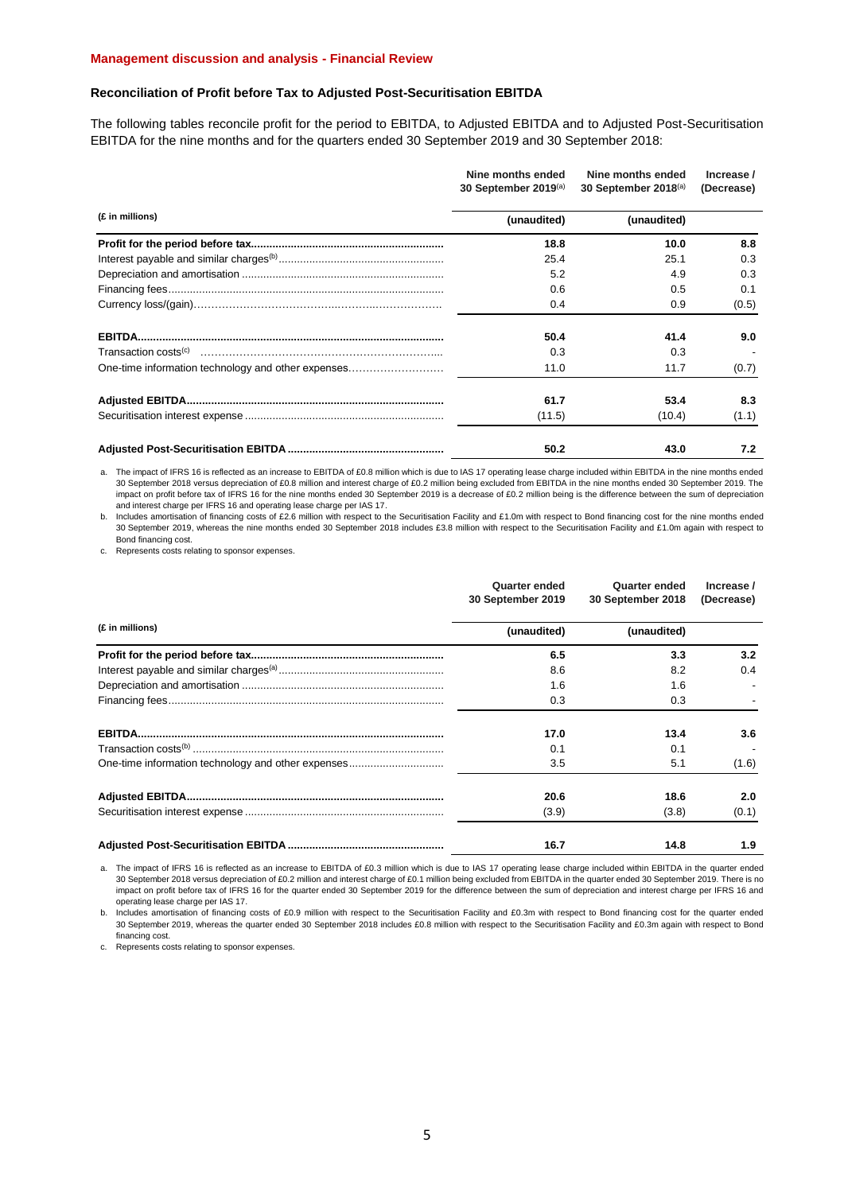**Management discussion and analysis - Financial Review**

**Reconciliation of Profit before Tax to Adjusted Post-Securitisation EBITDA**

The following tables reconcile profit for the period to EBITDA, to Adjusted EBITDA and to Adjusted Post-Securitisation EBITDA for the nine months and for the quarters ended 30 September 2019 and 30 September 2018:

| | Nine months ended 30 September 2019[(a)] | Nine months ended 30 September 2018[(a)] | Increase / (Decrease) |
|---|---|---|---|
| (£ in millions) | (unaudited) | (unaudited) | |
| **Profit for the period before tax** | **18.8** | **10.0** | **8.8** |
| Interest payable and similar charges[(b)] | 25.4 | 25.1 | 0.3 |
| Depreciation and amortisation | 5.2 | 4.9 | 0.3 |
| Financing fees | 0.6 | 0.5 | 0.1 |
| Currency loss/(gain) | 0.4 | 0.9 | (0.5) |
| **EBITDA** | **50.4** | **41.4** | **9.0** |
| Transaction costs[(c)] | 0.3 | 0.3 | - |
| One-time information technology and other expenses | 11.0 | 11.7 | (0.7) |
| **Adjusted EBITDA** | **61.7** | **53.4** | **8.3** |
| Securitisation interest expense | (11.5) | (10.4) | (1.1) |
| **Adjusted Post-Securitisation EBITDA** | **50.2** | **43.0** | **7.2** |

a. The impact of IFRS 16 is reflected as an increase to EBITDA of £0.8 million which is due to IAS 17 operating lease charge included within EBITDA in the nine months ended 30 September 2018 versus depreciation of £0.8 million and interest charge of £0.2 million being excluded from EBITDA in the nine months ended 30 September 2019. The impact on profit before tax of IFRS 16 for the nine months ended 30 September 2019 is a decrease of £0.2 million being is the difference between the sum of depreciation and interest charge per IFRS 16 and operating lease charge per IAS 17.

b. Includes amortisation of financing costs of £2.6 million with respect to the Securitisation Facility and £1.0m with respect to Bond financing cost for the nine months ended 30 September 2019, whereas the nine months ended 30 September 2018 includes £3.8 million with respect to the Securitisation Facility and £1.0m again with respect to Bond financing cost.

c. Represents costs relating to sponsor expenses.

| | Quarter ended 30 September 2019 | Quarter ended 30 September 2018 | Increase / (Decrease) |
|---|---|---|---|
| (£ in millions) | (unaudited) | (unaudited) | |
| **Profit for the period before tax** | **6.5** | **3.3** | **3.2** |
| Interest payable and similar charges[(a)] | 8.6 | 8.2 | 0.4 |
| Depreciation and amortisation | 1.6 | 1.6 | - |
| Financing fees | 0.3 | 0.3 | - |
| **EBITDA** | **17.0** | **13.4** | **3.6** |
| Transaction costs[(b)] | 0.1 | 0.1 | - |
| One-time information technology and other expenses | 3.5 | 5.1 | (1.6) |
| **Adjusted EBITDA** | **20.6** | **18.6** | **2.0** |
| Securitisation interest expense | (3.9) | (3.8) | (0.1) |
| **Adjusted Post-Securitisation EBITDA** | **16.7** | **14.8** | **1.9** |

a. The impact of IFRS 16 is reflected as an increase to EBITDA of £0.3 million which is due to IAS 17 operating lease charge included within EBITDA in the quarter ended 30 September 2018 versus depreciation of £0.2 million and interest charge of £0.1 million being excluded from EBITDA in the quarter ended 30 September 2019. There is no impact on profit before tax of IFRS 16 for the quarter ended 30 September 2019 for the difference between the sum of depreciation and interest charge per IFRS 16 and operating lease charge per IAS 17.

b. Includes amortisation of financing costs of £0.9 million with respect to the Securitisation Facility and £0.3m with respect to Bond financing cost for the quarter ended 30 September 2019, whereas the quarter ended 30 September 2018 includes £0.8 million with respect to the Securitisation Facility and £0.3m again with respect to Bond financing cost.

c. Represents costs relating to sponsor expenses.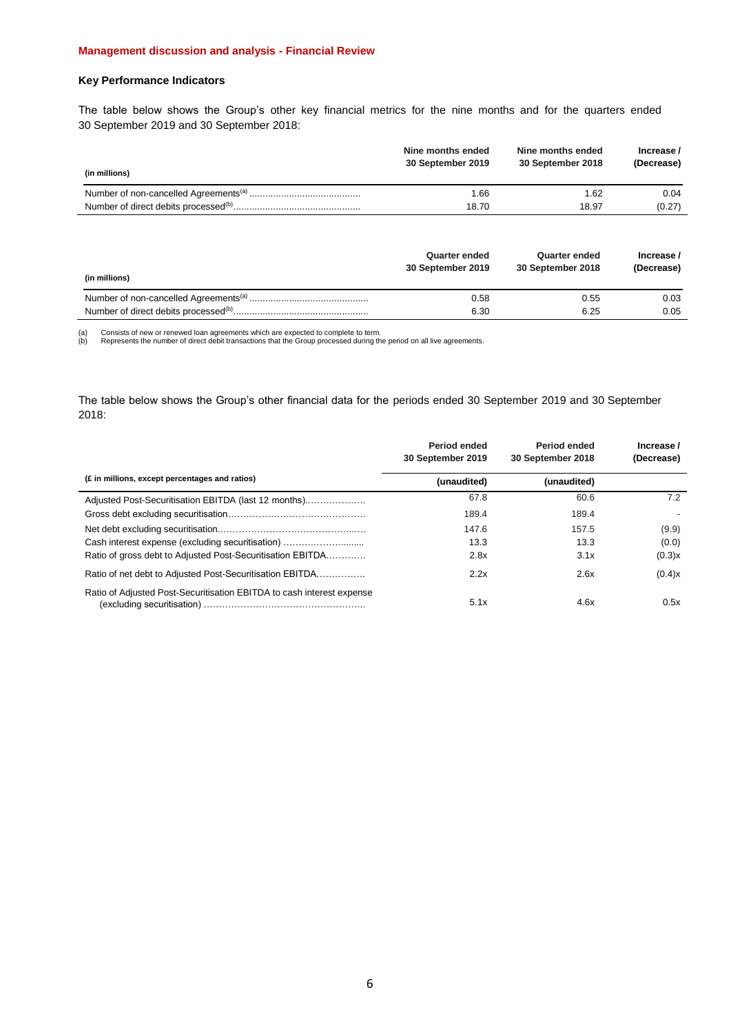**Management discussion and analysis - Financial Review**

### Key Performance Indicators

The table below shows the Group's other key financial metrics for the nine months and for the quarters ended 30 September 2019 and 30 September 2018:

| (in millions) | Nine months ended 30 September 2019 | Nine months ended 30 September 2018 | Increase / (Decrease) |
|---|---|---|---|
| Number of non-cancelled Agreements[(a)] | 1.66 | 1.62 | 0.04 |
| Number of direct debits processed[(b)] | 18.70 | 18.97 | (0.27) |

| (in millions) | Quarter ended 30 September 2019 | Quarter ended 30 September 2018 | Increase / (Decrease) |
|---|---|---|---|
| Number of non-cancelled Agreements[(a)] | 0.58 | 0.55 | 0.03 |
| Number of direct debits processed[(b)] | 6.30 | 6.25 | 0.05 |

(a) Consists of new or renewed loan agreements which are expected to complete to term.
(b) Represents the number of direct debit transactions that the Group processed during the period on all live agreements.

The table below shows the Group's other financial data for the periods ended 30 September 2019 and 30 September 2018:

| (£ in millions, except percentages and ratios) | Period ended 30 September 2019 (unaudited) | Period ended 30 September 2018 (unaudited) | Increase / (Decrease) |
|---|---|---|---|
| Adjusted Post-Securitisation EBITDA (last 12 months) | 67.8 | 60.6 | 7.2 |
| Gross debt excluding securitisation | 189.4 | 189.4 | - |
| Net debt excluding securitisation | 147.6 | 157.5 | (9.9) |
| Cash interest expense (excluding securitisation) | 13.3 | 13.3 | (0.0) |
| Ratio of gross debt to Adjusted Post-Securitisation EBITDA | 2.8x | 3.1x | (0.3)x |
| Ratio of net debt to Adjusted Post-Securitisation EBITDA | 2.2x | 2.6x | (0.4)x |
| Ratio of Adjusted Post-Securitisation EBITDA to cash interest expense (excluding securitisation) | 5.1x | 4.6x | 0.5x |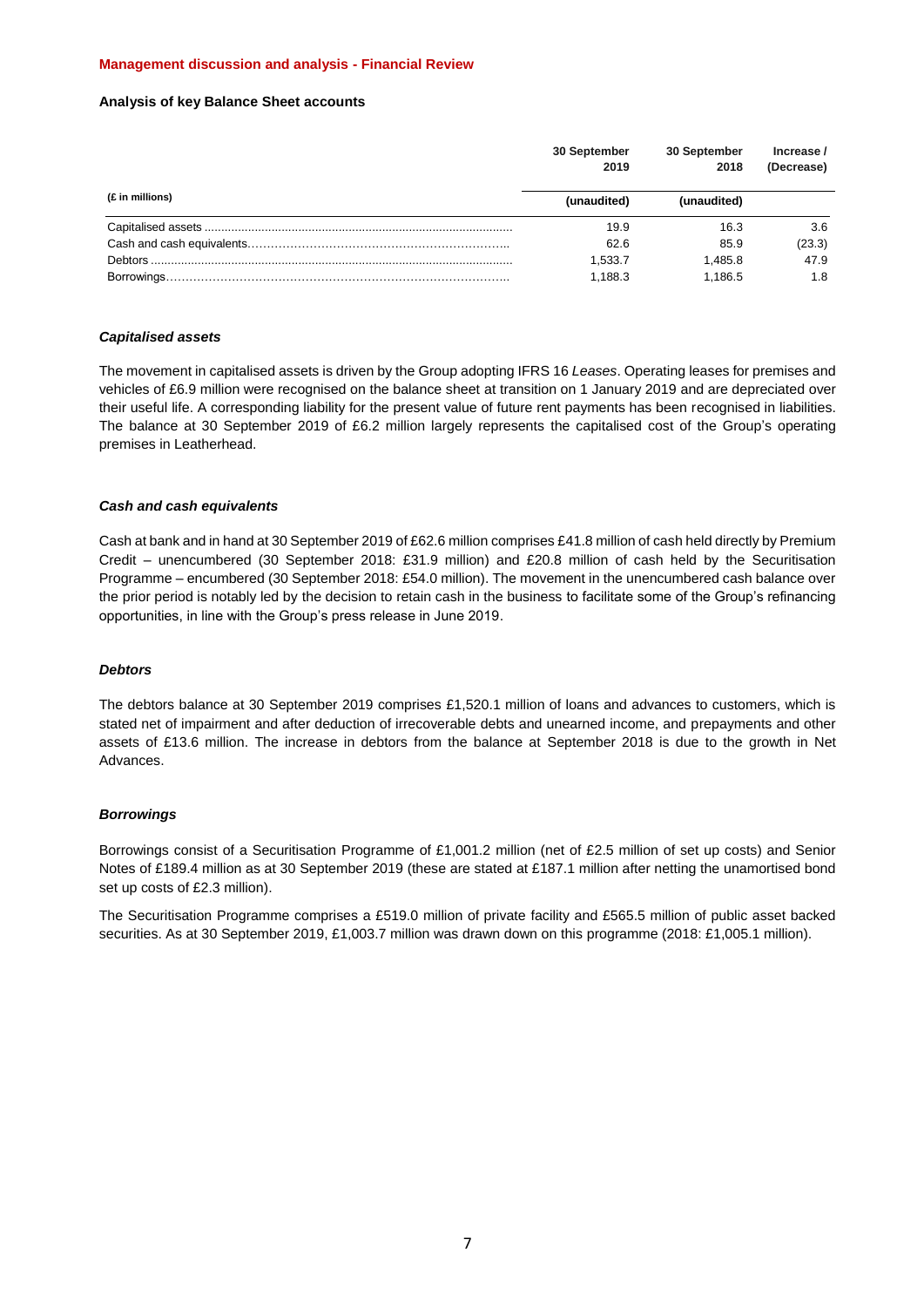**Management discussion and analysis - Financial Review**

**Analysis of key Balance Sheet accounts**

| (£ in millions) | 30 September 2019 (unaudited) | 30 September 2018 (unaudited) | Increase / (Decrease) |
|---|---|---|---|
| Capitalised assets | 19.9 | 16.3 | 3.6 |
| Cash and cash equivalents | 62.6 | 85.9 | (23.3) |
| Debtors | 1,533.7 | 1,485.8 | 47.9 |
| Borrowings | 1,188.3 | 1,186.5 | 1.8 |

***Capitalised assets***

The movement in capitalised assets is driven by the Group adopting IFRS 16 *Leases*. Operating leases for premises and vehicles of £6.9 million were recognised on the balance sheet at transition on 1 January 2019 and are depreciated over their useful life. A corresponding liability for the present value of future rent payments has been recognised in liabilities. The balance at 30 September 2019 of £6.2 million largely represents the capitalised cost of the Group's operating premises in Leatherhead.

***Cash and cash equivalents***

Cash at bank and in hand at 30 September 2019 of £62.6 million comprises £41.8 million of cash held directly by Premium Credit – unencumbered (30 September 2018: £31.9 million) and £20.8 million of cash held by the Securitisation Programme – encumbered (30 September 2018: £54.0 million). The movement in the unencumbered cash balance over the prior period is notably led by the decision to retain cash in the business to facilitate some of the Group's refinancing opportunities, in line with the Group's press release in June 2019.

***Debtors***

The debtors balance at 30 September 2019 comprises £1,520.1 million of loans and advances to customers, which is stated net of impairment and after deduction of irrecoverable debts and unearned income, and prepayments and other assets of £13.6 million. The increase in debtors from the balance at September 2018 is due to the growth in Net Advances.

***Borrowings***

Borrowings consist of a Securitisation Programme of £1,001.2 million (net of £2.5 million of set up costs) and Senior Notes of £189.4 million as at 30 September 2019 (these are stated at £187.1 million after netting the unamortised bond set up costs of £2.3 million).

The Securitisation Programme comprises a £519.0 million of private facility and £565.5 million of public asset backed securities. As at 30 September 2019, £1,003.7 million was drawn down on this programme (2018: £1,005.1 million).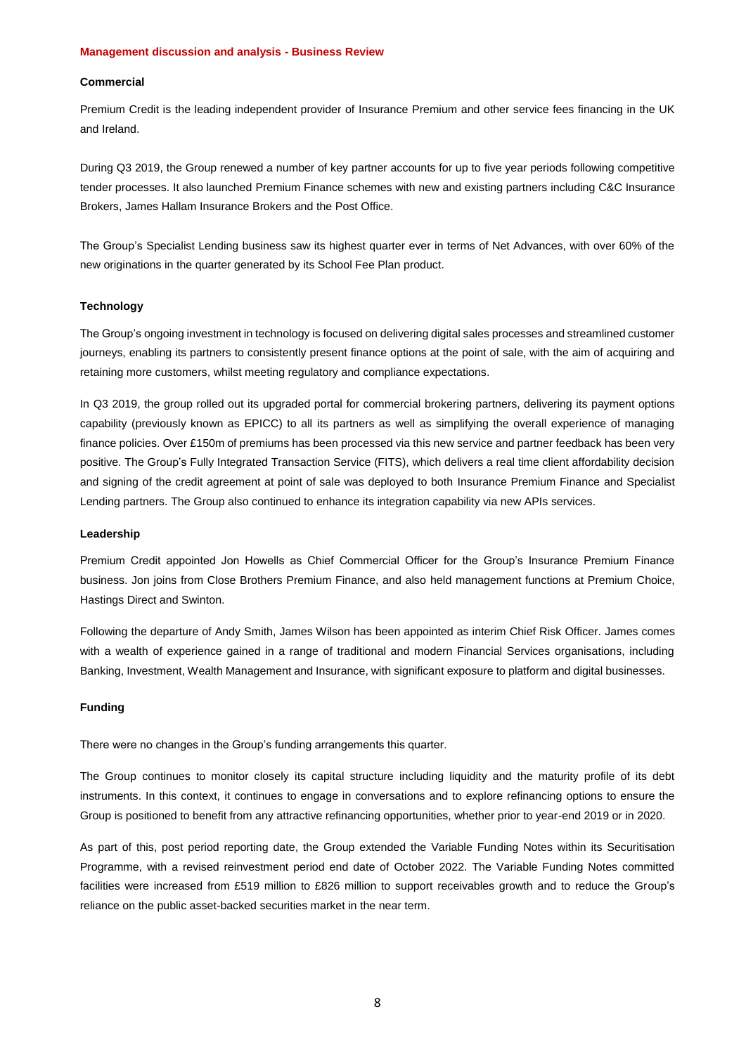## Management discussion and analysis - Business Review

### Commercial

Premium Credit is the leading independent provider of Insurance Premium and other service fees financing in the UK and Ireland.

During Q3 2019, the Group renewed a number of key partner accounts for up to five year periods following competitive tender processes. It also launched Premium Finance schemes with new and existing partners including C&C Insurance Brokers, James Hallam Insurance Brokers and the Post Office.

The Group's Specialist Lending business saw its highest quarter ever in terms of Net Advances, with over 60% of the new originations in the quarter generated by its School Fee Plan product.

### Technology

The Group's ongoing investment in technology is focused on delivering digital sales processes and streamlined customer journeys, enabling its partners to consistently present finance options at the point of sale, with the aim of acquiring and retaining more customers, whilst meeting regulatory and compliance expectations.

In Q3 2019, the group rolled out its upgraded portal for commercial brokering partners, delivering its payment options capability (previously known as EPICC) to all its partners as well as simplifying the overall experience of managing finance policies. Over £150m of premiums has been processed via this new service and partner feedback has been very positive. The Group's Fully Integrated Transaction Service (FITS), which delivers a real time client affordability decision and signing of the credit agreement at point of sale was deployed to both Insurance Premium Finance and Specialist Lending partners. The Group also continued to enhance its integration capability via new APIs services.

### Leadership

Premium Credit appointed Jon Howells as Chief Commercial Officer for the Group's Insurance Premium Finance business. Jon joins from Close Brothers Premium Finance, and also held management functions at Premium Choice, Hastings Direct and Swinton.

Following the departure of Andy Smith, James Wilson has been appointed as interim Chief Risk Officer. James comes with a wealth of experience gained in a range of traditional and modern Financial Services organisations, including Banking, Investment, Wealth Management and Insurance, with significant exposure to platform and digital businesses.

### Funding

There were no changes in the Group's funding arrangements this quarter.

The Group continues to monitor closely its capital structure including liquidity and the maturity profile of its debt instruments. In this context, it continues to engage in conversations and to explore refinancing options to ensure the Group is positioned to benefit from any attractive refinancing opportunities, whether prior to year-end 2019 or in 2020.

As part of this, post period reporting date, the Group extended the Variable Funding Notes within its Securitisation Programme, with a revised reinvestment period end date of October 2022. The Variable Funding Notes committed facilities were increased from £519 million to £826 million to support receivables growth and to reduce the Group's reliance on the public asset-backed securities market in the near term.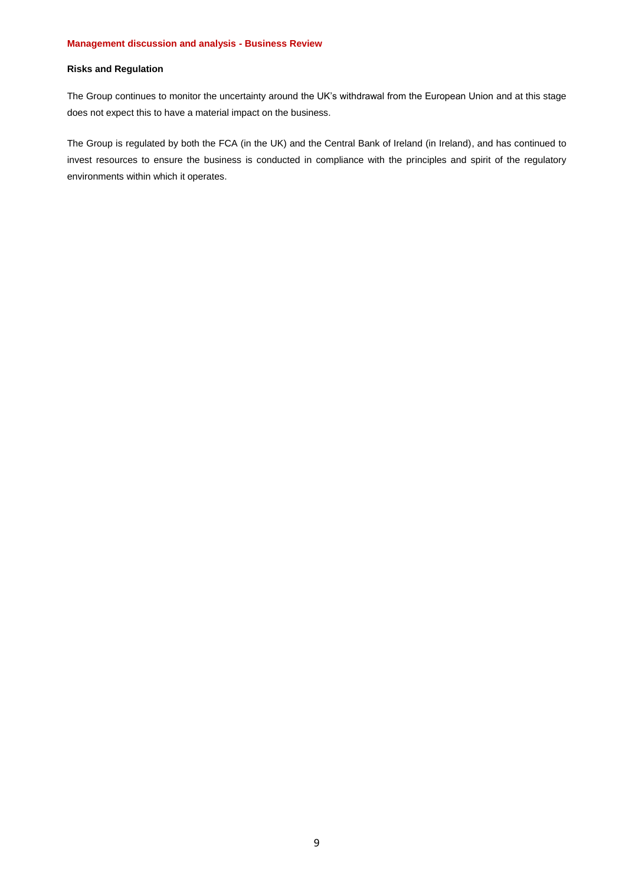## Management discussion and analysis - Business Review

### Risks and Regulation

The Group continues to monitor the uncertainty around the UK's withdrawal from the European Union and at this stage does not expect this to have a material impact on the business.

The Group is regulated by both the FCA (in the UK) and the Central Bank of Ireland (in Ireland), and has continued to invest resources to ensure the business is conducted in compliance with the principles and spirit of the regulatory environments within which it operates.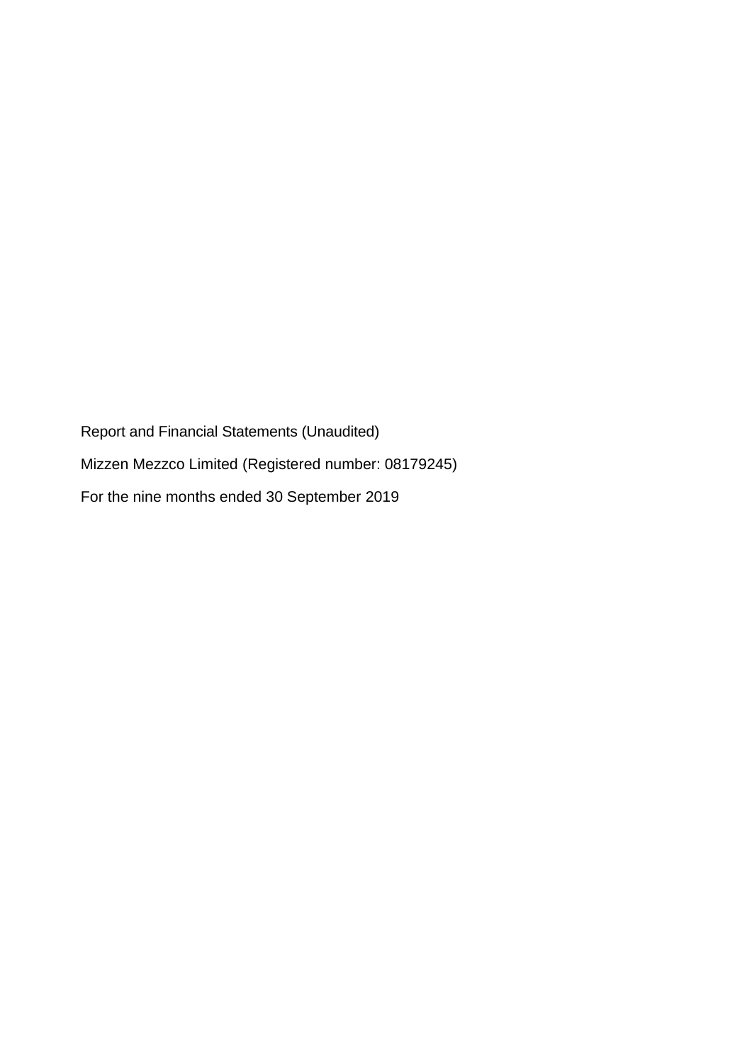Report and Financial Statements (Unaudited)

Mizzen Mezzco Limited (Registered number: 08179245)

For the nine months ended 30 September 2019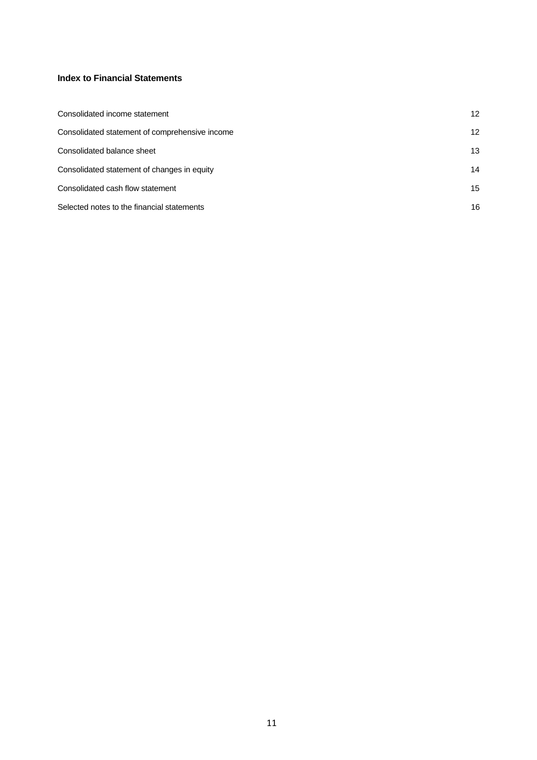**Index to Financial Statements**

| | |
|---|---|
| Consolidated income statement | 12 |
| Consolidated statement of comprehensive income | 12 |
| Consolidated balance sheet | 13 |
| Consolidated statement of changes in equity | 14 |
| Consolidated cash flow statement | 15 |
| Selected notes to the financial statements | 16 |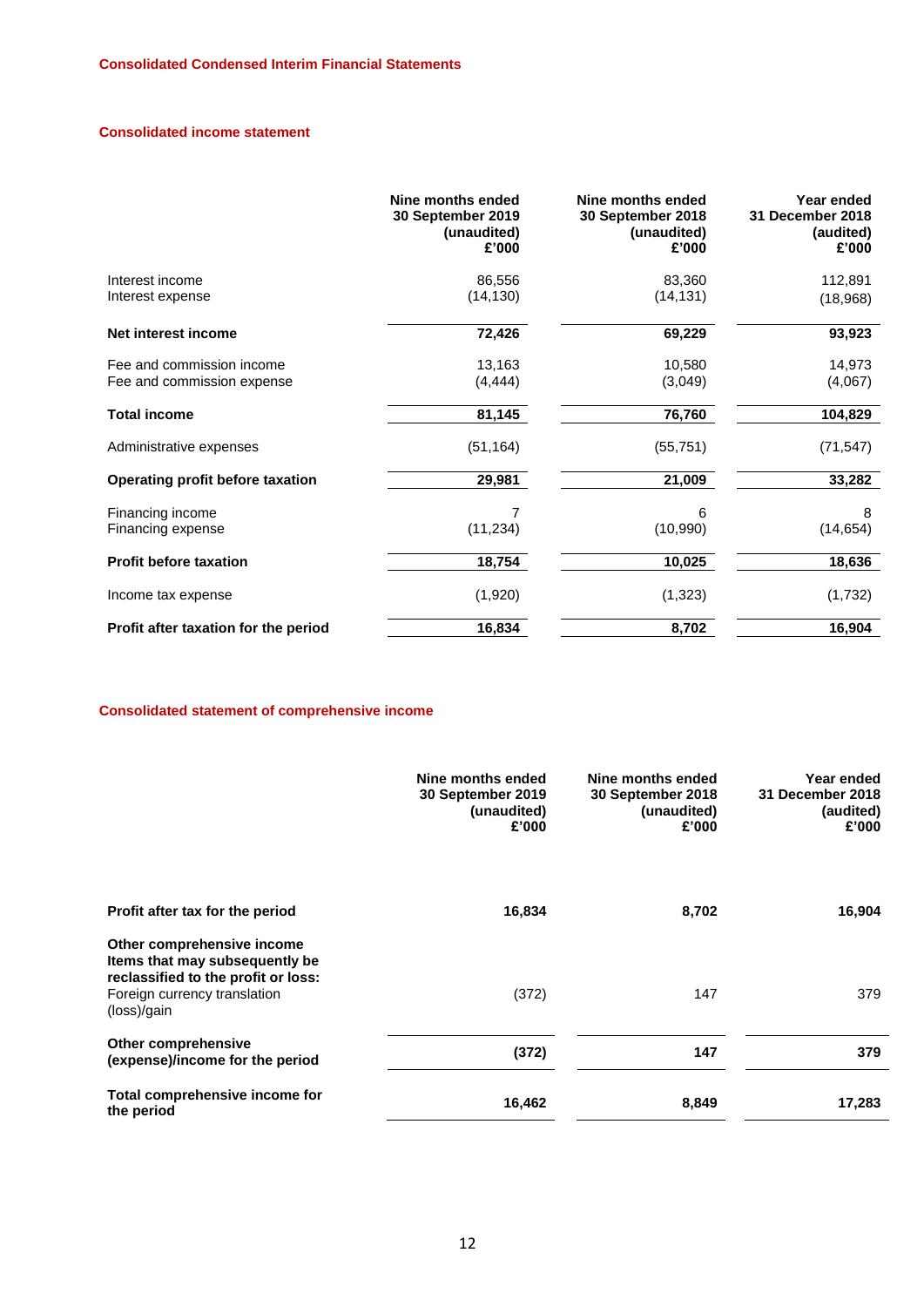## Consolidated Condensed Interim Financial Statements

### Consolidated income statement

| | Nine months ended 30 September 2019 (unaudited) £'000 | Nine months ended 30 September 2018 (unaudited) £'000 | Year ended 31 December 2018 (audited) £'000 |
|---|---|---|---|
| Interest income | 86,556 | 83,360 | 112,891 |
| Interest expense | (14,130) | (14,131) | (18,968) |
| **Net interest income** | **72,426** | **69,229** | **93,923** |
| Fee and commission income | 13,163 | 10,580 | 14,973 |
| Fee and commission expense | (4,444) | (3,049) | (4,067) |
| **Total income** | **81,145** | **76,760** | **104,829** |
| Administrative expenses | (51,164) | (55,751) | (71,547) |
| **Operating profit before taxation** | **29,981** | **21,009** | **33,282** |
| Financing income | 7 | 6 | 8 |
| Financing expense | (11,234) | (10,990) | (14,654) |
| **Profit before taxation** | **18,754** | **10,025** | **18,636** |
| Income tax expense | (1,920) | (1,323) | (1,732) |
| **Profit after taxation for the period** | **16,834** | **8,702** | **16,904** |

### Consolidated statement of comprehensive income

| | Nine months ended 30 September 2019 (unaudited) £'000 | Nine months ended 30 September 2018 (unaudited) £'000 | Year ended 31 December 2018 (audited) £'000 |
|---|---|---|---|
| **Profit after tax for the period** | **16,834** | **8,702** | **16,904** |
| **Other comprehensive income** | | | |
| **Items that may subsequently be reclassified to the profit or loss:** | | | |
| Foreign currency translation (loss)/gain | (372) | 147 | 379 |
| **Other comprehensive (expense)/income for the period** | **(372)** | **147** | **379** |
| **Total comprehensive income for the period** | **16,462** | **8,849** | **17,283** |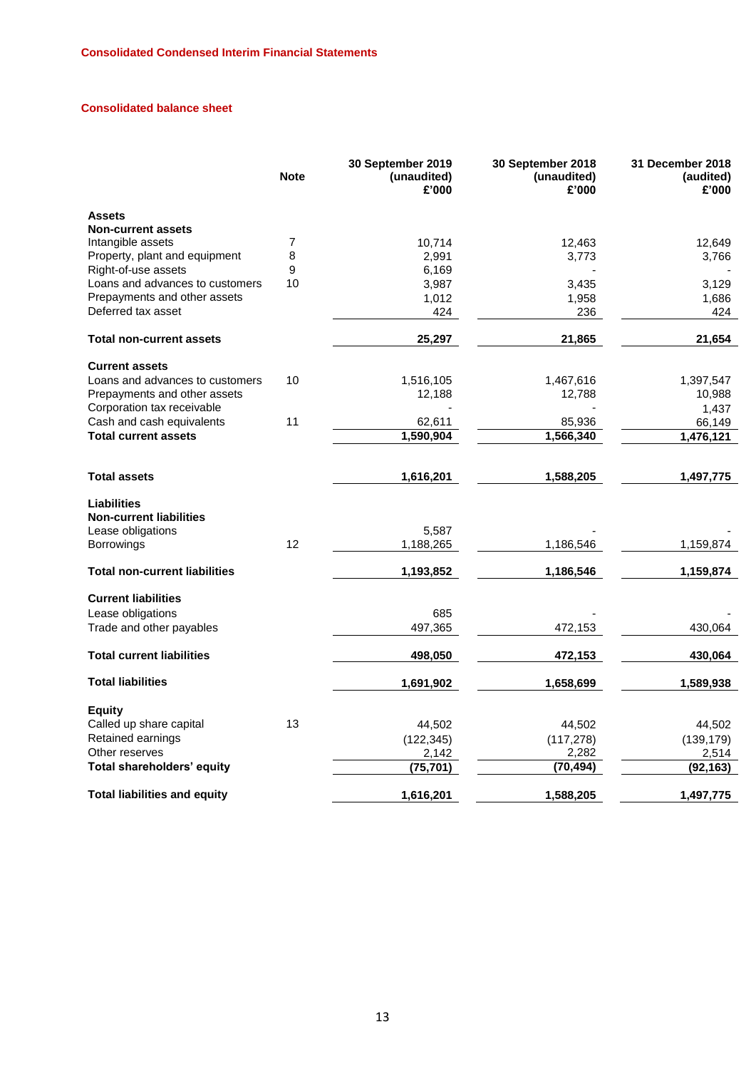## Consolidated Condensed Interim Financial Statements

### Consolidated balance sheet

| | Note | 30 September 2019 (unaudited) £'000 | 30 September 2018 (unaudited) £'000 | 31 December 2018 (audited) £'000 |
|---|---|---|---|---|
| **Assets** | | | | |
| **Non-current assets** | | | | |
| Intangible assets | 7 | 10,714 | 12,463 | 12,649 |
| Property, plant and equipment | 8 | 2,991 | 3,773 | 3,766 |
| Right-of-use assets | 9 | 6,169 | - | - |
| Loans and advances to customers | 10 | 3,987 | 3,435 | 3,129 |
| Prepayments and other assets | | 1,012 | 1,958 | 1,686 |
| Deferred tax asset | | 424 | 236 | 424 |
| **Total non-current assets** | | **25,297** | **21,865** | **21,654** |
| **Current assets** | | | | |
| Loans and advances to customers | 10 | 1,516,105 | 1,467,616 | 1,397,547 |
| Prepayments and other assets | | 12,188 | 12,788 | 10,988 |
| Corporation tax receivable | | - | - | 1,437 |
| Cash and cash equivalents | 11 | 62,611 | 85,936 | 66,149 |
| **Total current assets** | | **1,590,904** | **1,566,340** | **1,476,121** |
| **Total assets** | | **1,616,201** | **1,588,205** | **1,497,775** |
| **Liabilities** | | | | |
| **Non-current liabilities** | | | | |
| Lease obligations | | 5,587 | - | - |
| Borrowings | 12 | 1,188,265 | 1,186,546 | 1,159,874 |
| **Total non-current liabilities** | | **1,193,852** | **1,186,546** | **1,159,874** |
| **Current liabilities** | | | | |
| Lease obligations | | 685 | - | - |
| Trade and other payables | | 497,365 | 472,153 | 430,064 |
| **Total current liabilities** | | **498,050** | **472,153** | **430,064** |
| **Total liabilities** | | **1,691,902** | **1,658,699** | **1,589,938** |
| **Equity** | | | | |
| Called up share capital | 13 | 44,502 | 44,502 | 44,502 |
| Retained earnings | | (122,345) | (117,278) | (139,179) |
| Other reserves | | 2,142 | 2,282 | 2,514 |
| **Total shareholders' equity** | | **(75,701)** | **(70,494)** | **(92,163)** |
| **Total liabilities and equity** | | **1,616,201** | **1,588,205** | **1,497,775** |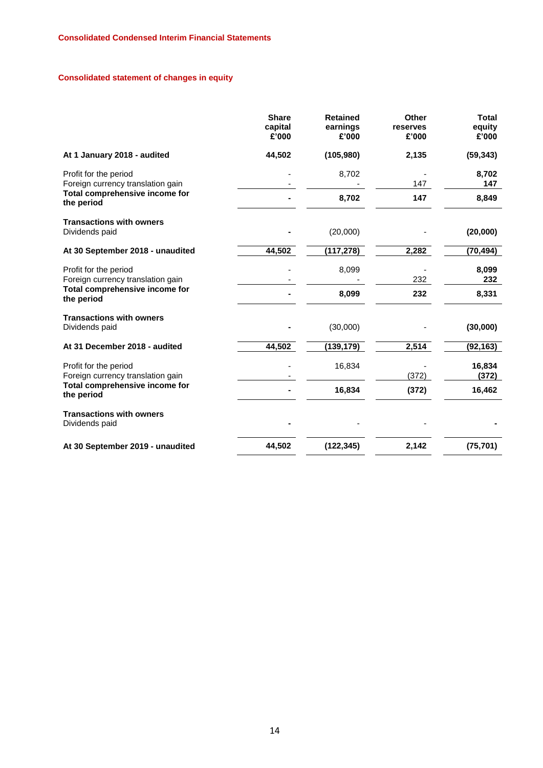**Consolidated Condensed Interim Financial Statements**

**Consolidated statement of changes in equity**

| | Share capital £'000 | Retained earnings £'000 | Other reserves £'000 | Total equity £'000 |
|---|---|---|---|---|
| **At 1 January 2018 - audited** | **44,502** | **(105,980)** | **2,135** | **(59,343)** |
| Profit for the period | - | 8,702 | - | **8,702** |
| Foreign currency translation gain | - | - | 147 | **147** |
| **Total comprehensive income for the period** | **-** | **8,702** | **147** | **8,849** |
| **Transactions with owners** | | | | |
| Dividends paid | **-** | (20,000) | - | **(20,000)** |
| **At 30 September 2018 - unaudited** | **44,502** | **(117,278)** | **2,282** | **(70,494)** |
| Profit for the period | - | 8,099 | - | **8,099** |
| Foreign currency translation gain | - | - | 232 | **232** |
| **Total comprehensive income for the period** | **-** | **8,099** | **232** | **8,331** |
| **Transactions with owners** | | | | |
| Dividends paid | **-** | (30,000) | - | **(30,000)** |
| **At 31 December 2018 - audited** | **44,502** | **(139,179)** | **2,514** | **(92,163)** |
| Profit for the period | - | 16,834 | - | **16,834** |
| Foreign currency translation gain | - | | (372) | **(372)** |
| **Total comprehensive income for the period** | **-** | **16,834** | **(372)** | **16,462** |
| **Transactions with owners** | | | | |
| Dividends paid | **-** | - | - | **-** |
| **At 30 September 2019 - unaudited** | **44,502** | **(122,345)** | **2,142** | **(75,701)** |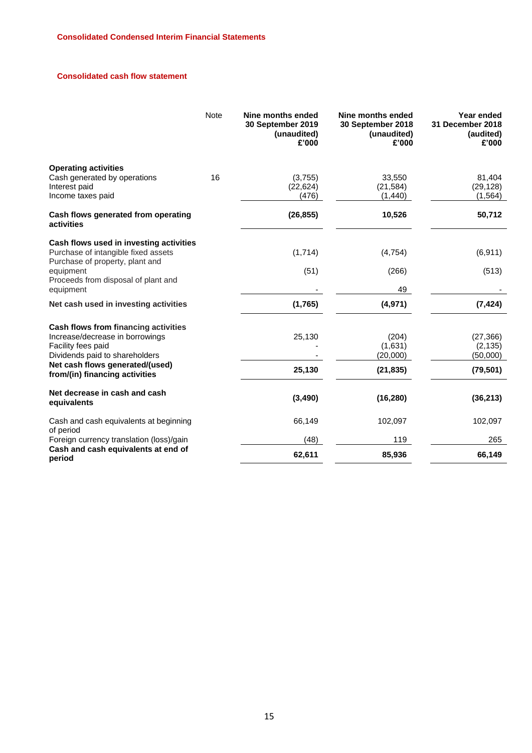## Consolidated Condensed Interim Financial Statements

### Consolidated cash flow statement

| | Note | Nine months ended 30 September 2019 (unaudited) £'000 | Nine months ended 30 September 2018 (unaudited) £'000 | Year ended 31 December 2018 (audited) £'000 |
|---|---|---|---|---|
| **Operating activities** | | | | |
| Cash generated by operations | 16 | (3,755) | 33,550 | 81,404 |
| Interest paid | | (22,624) | (21,584) | (29,128) |
| Income taxes paid | | (476) | (1,440) | (1,564) |
| **Cash flows generated from operating activities** | | **(26,855)** | **10,526** | **50,712** |
| **Cash flows used in investing activities** | | | | |
| Purchase of intangible fixed assets | | (1,714) | (4,754) | (6,911) |
| Purchase of property, plant and equipment | | (51) | (266) | (513) |
| Proceeds from disposal of plant and equipment | | - | 49 | - |
| **Net cash used in investing activities** | | **(1,765)** | **(4,971)** | **(7,424)** |
| **Cash flows from financing activities** | | | | |
| Increase/decrease in borrowings | | 25,130 | (204) | (27,366) |
| Facility fees paid | | - | (1,631) | (2,135) |
| Dividends paid to shareholders | | - | (20,000) | (50,000) |
| **Net cash flows generated/(used) from/(in) financing activities** | | **25,130** | **(21,835)** | **(79,501)** |
| **Net decrease in cash and cash equivalents** | | **(3,490)** | **(16,280)** | **(36,213)** |
| Cash and cash equivalents at beginning of period | | 66,149 | 102,097 | 102,097 |
| Foreign currency translation (loss)/gain | | (48) | 119 | 265 |
| **Cash and cash equivalents at end of period** | | **62,611** | **85,936** | **66,149** |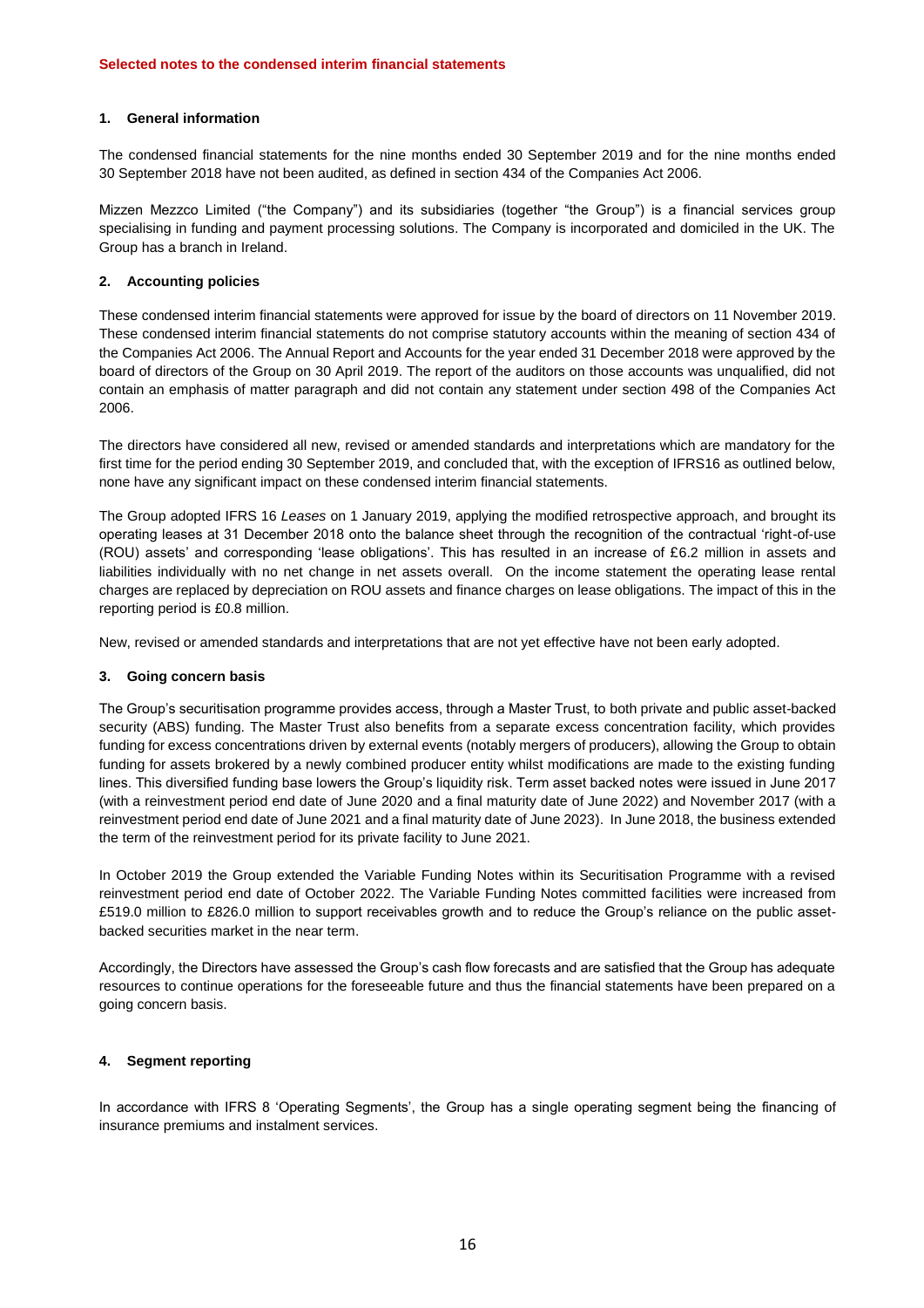## Selected notes to the condensed interim financial statements

### 1. General information

The condensed financial statements for the nine months ended 30 September 2019 and for the nine months ended 30 September 2018 have not been audited, as defined in section 434 of the Companies Act 2006.

Mizzen Mezzco Limited ("the Company") and its subsidiaries (together "the Group") is a financial services group specialising in funding and payment processing solutions. The Company is incorporated and domiciled in the UK. The Group has a branch in Ireland.

### 2. Accounting policies

These condensed interim financial statements were approved for issue by the board of directors on 11 November 2019. These condensed interim financial statements do not comprise statutory accounts within the meaning of section 434 of the Companies Act 2006. The Annual Report and Accounts for the year ended 31 December 2018 were approved by the board of directors of the Group on 30 April 2019. The report of the auditors on those accounts was unqualified, did not contain an emphasis of matter paragraph and did not contain any statement under section 498 of the Companies Act 2006.

The directors have considered all new, revised or amended standards and interpretations which are mandatory for the first time for the period ending 30 September 2019, and concluded that, with the exception of IFRS16 as outlined below, none have any significant impact on these condensed interim financial statements.

The Group adopted IFRS 16 *Leases* on 1 January 2019, applying the modified retrospective approach, and brought its operating leases at 31 December 2018 onto the balance sheet through the recognition of the contractual 'right-of-use (ROU) assets' and corresponding 'lease obligations'. This has resulted in an increase of £6.2 million in assets and liabilities individually with no net change in net assets overall. On the income statement the operating lease rental charges are replaced by depreciation on ROU assets and finance charges on lease obligations. The impact of this in the reporting period is £0.8 million.

New, revised or amended standards and interpretations that are not yet effective have not been early adopted.

### 3. Going concern basis

The Group's securitisation programme provides access, through a Master Trust, to both private and public asset-backed security (ABS) funding. The Master Trust also benefits from a separate excess concentration facility, which provides funding for excess concentrations driven by external events (notably mergers of producers), allowing the Group to obtain funding for assets brokered by a newly combined producer entity whilst modifications are made to the existing funding lines. This diversified funding base lowers the Group's liquidity risk. Term asset backed notes were issued in June 2017 (with a reinvestment period end date of June 2020 and a final maturity date of June 2022) and November 2017 (with a reinvestment period end date of June 2021 and a final maturity date of June 2023). In June 2018, the business extended the term of the reinvestment period for its private facility to June 2021.

In October 2019 the Group extended the Variable Funding Notes within its Securitisation Programme with a revised reinvestment period end date of October 2022. The Variable Funding Notes committed facilities were increased from £519.0 million to £826.0 million to support receivables growth and to reduce the Group's reliance on the public asset-backed securities market in the near term.

Accordingly, the Directors have assessed the Group's cash flow forecasts and are satisfied that the Group has adequate resources to continue operations for the foreseeable future and thus the financial statements have been prepared on a going concern basis.

### 4. Segment reporting

In accordance with IFRS 8 'Operating Segments', the Group has a single operating segment being the financing of insurance premiums and instalment services.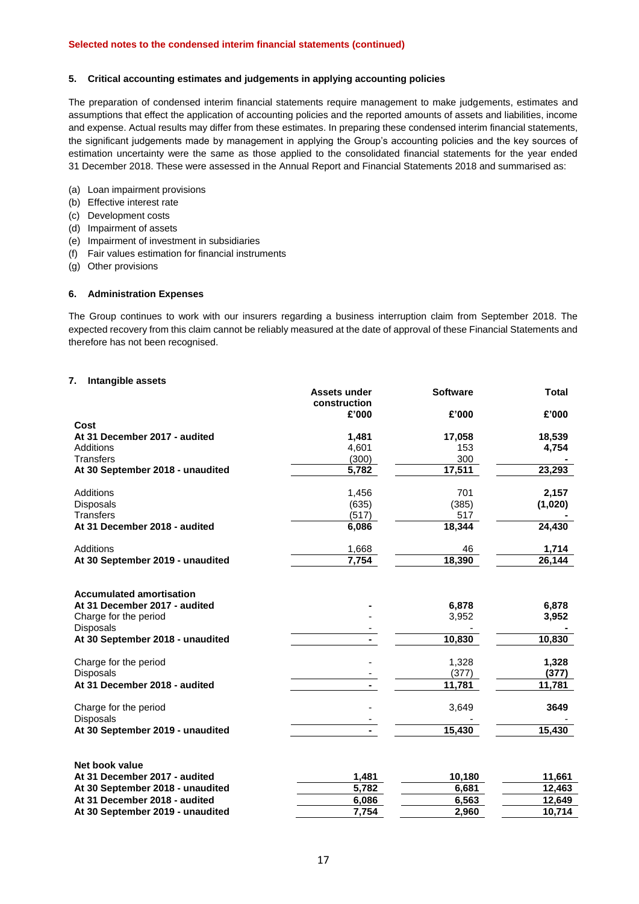**Selected notes to the condensed interim financial statements (continued)**

## 5. Critical accounting estimates and judgements in applying accounting policies

The preparation of condensed interim financial statements require management to make judgements, estimates and assumptions that effect the application of accounting policies and the reported amounts of assets and liabilities, income and expense. Actual results may differ from these estimates. In preparing these condensed interim financial statements, the significant judgements made by management in applying the Group's accounting policies and the key sources of estimation uncertainty were the same as those applied to the consolidated financial statements for the year ended 31 December 2018. These were assessed in the Annual Report and Financial Statements 2018 and summarised as:

(a) Loan impairment provisions
(b) Effective interest rate
(c) Development costs
(d) Impairment of assets
(e) Impairment of investment in subsidiaries
(f) Fair values estimation for financial instruments
(g) Other provisions

## 6. Administration Expenses

The Group continues to work with our insurers regarding a business interruption claim from September 2018. The expected recovery from this claim cannot be reliably measured at the date of approval of these Financial Statements and therefore has not been recognised.

## 7. Intangible assets

| | Assets under construction | Software | Total |
|---|---|---|---|
| | £'000 | £'000 | £'000 |
| **Cost** | | | |
| **At 31 December 2017 - audited** | **1,481** | **17,058** | **18,539** |
| Additions | 4,601 | 153 | **4,754** |
| Transfers | (300) | 300 | **-** |
| **At 30 September 2018 - unaudited** | **5,782** | **17,511** | **23,293** |
| Additions | 1,456 | 701 | **2,157** |
| Disposals | (635) | (385) | **(1,020)** |
| Transfers | (517) | 517 | **-** |
| **At 31 December 2018 - audited** | **6,086** | **18,344** | **24,430** |
| Additions | 1,668 | 46 | **1,714** |
| **At 30 September 2019 - unaudited** | **7,754** | **18,390** | **26,144** |
| **Accumulated amortisation** | | | |
| **At 31 December 2017 - audited** | **-** | **6,878** | **6,878** |
| Charge for the period | - | 3,952 | **3,952** |
| Disposals | - | - | **-** |
| **At 30 September 2018 - unaudited** | **-** | **10,830** | **10,830** |
| Charge for the period | - | 1,328 | **1,328** |
| Disposals | - | (377) | **(377)** |
| **At 31 December 2018 - audited** | **-** | **11,781** | **11,781** |
| Charge for the period | - | 3,649 | **3649** |
| Disposals | - | - | - |
| **At 30 September 2019 - unaudited** | **-** | **15,430** | **15,430** |
| **Net book value** | | | |
| **At 31 December 2017 - audited** | **1,481** | **10,180** | **11,661** |
| **At 30 September 2018 - unaudited** | **5,782** | **6,681** | **12,463** |
| **At 31 December 2018 - audited** | **6,086** | **6,563** | **12,649** |
| **At 30 September 2019 - unaudited** | **7,754** | **2,960** | **10,714** |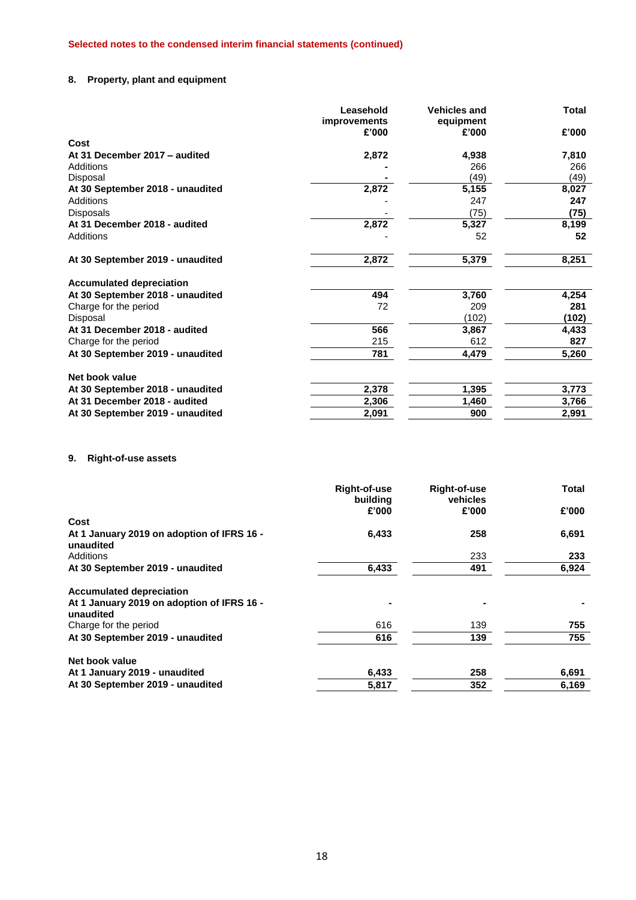**Selected notes to the condensed interim financial statements (continued)**

### 8. Property, plant and equipment

| | Leasehold improvements £'000 | Vehicles and equipment £'000 | Total £'000 |
|---|---|---|---|
| **Cost** | | | |
| **At 31 December 2017 – audited** | **2,872** | **4,938** | **7,810** |
| Additions | **-** | 266 | 266 |
| Disposal | **-** | (49) | (49) |
| **At 30 September 2018 - unaudited** | **2,872** | **5,155** | **8,027** |
| Additions | - | 247 | **247** |
| Disposals | - | (75) | **(75)** |
| **At 31 December 2018 - audited** | **2,872** | **5,327** | **8,199** |
| Additions | - | 52 | **52** |
| **At 30 September 2019 - unaudited** | **2,872** | **5,379** | **8,251** |
| **Accumulated depreciation** | | | |
| **At 30 September 2018 - unaudited** | **494** | **3,760** | **4,254** |
| Charge for the period | 72 | 209 | **281** |
| Disposal | | (102) | **(102)** |
| **At 31 December 2018 - audited** | **566** | **3,867** | **4,433** |
| Charge for the period | 215 | 612 | **827** |
| **At 30 September 2019 - unaudited** | **781** | **4,479** | **5,260** |
| **Net book value** | | | |
| **At 30 September 2018 - unaudited** | **2,378** | **1,395** | **3,773** |
| **At 31 December 2018 - audited** | **2,306** | **1,460** | **3,766** |
| **At 30 September 2019 - unaudited** | **2,091** | **900** | **2,991** |

### 9. Right-of-use assets

| | Right-of-use building £'000 | Right-of-use vehicles £'000 | Total £'000 |
|---|---|---|---|
| **Cost** | | | |
| **At 1 January 2019 on adoption of IFRS 16 - unaudited** | **6,433** | **258** | **6,691** |
| Additions | | 233 | **233** |
| **At 30 September 2019 - unaudited** | **6,433** | **491** | **6,924** |
| **Accumulated depreciation** | | | |
| **At 1 January 2019 on adoption of IFRS 16 - unaudited** | **-** | **-** | **-** |
| Charge for the period | 616 | 139 | **755** |
| **At 30 September 2019 - unaudited** | **616** | **139** | **755** |
| **Net book value** | | | |
| **At 1 January 2019 - unaudited** | **6,433** | **258** | **6,691** |
| **At 30 September 2019 - unaudited** | **5,817** | **352** | **6,169** |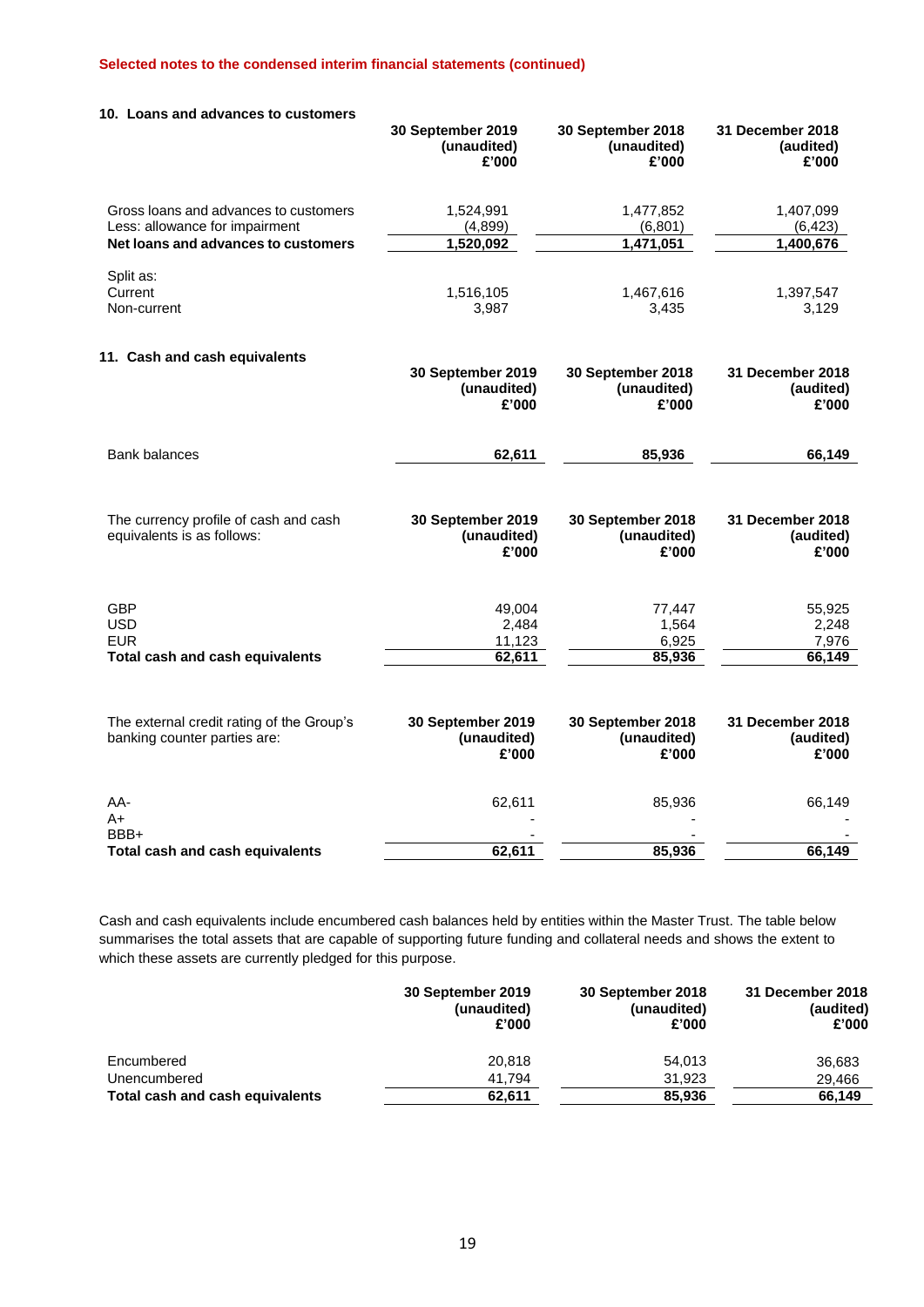**Selected notes to the condensed interim financial statements (continued)**

### 10. Loans and advances to customers

| | 30 September 2019 (unaudited) £'000 | 30 September 2018 (unaudited) £'000 | 31 December 2018 (audited) £'000 |
|---|---|---|---|
| Gross loans and advances to customers | 1,524,991 | 1,477,852 | 1,407,099 |
| Less: allowance for impairment | (4,899) | (6,801) | (6,423) |
| **Net loans and advances to customers** | **1,520,092** | **1,471,051** | **1,400,676** |
| Split as: | | | |
| Current | 1,516,105 | 1,467,616 | 1,397,547 |
| Non-current | 3,987 | 3,435 | 3,129 |

### 11. Cash and cash equivalents

| | 30 September 2019 (unaudited) £'000 | 30 September 2018 (unaudited) £'000 | 31 December 2018 (audited) £'000 |
|---|---|---|---|
| Bank balances | **62,611** | **85,936** | **66,149** |

| The currency profile of cash and cash equivalents is as follows: | 30 September 2019 (unaudited) £'000 | 30 September 2018 (unaudited) £'000 | 31 December 2018 (audited) £'000 |
|---|---|---|---|
| GBP | 49,004 | 77,447 | 55,925 |
| USD | 2,484 | 1,564 | 2,248 |
| EUR | 11,123 | 6,925 | 7,976 |
| **Total cash and cash equivalents** | **62,611** | **85,936** | **66,149** |

| The external credit rating of the Group's banking counter parties are: | 30 September 2019 (unaudited) £'000 | 30 September 2018 (unaudited) £'000 | 31 December 2018 (audited) £'000 |
|---|---|---|---|
| AA- | 62,611 | 85,936 | 66,149 |
| A+ | - | - | - |
| BBB+ | - | - | - |
| **Total cash and cash equivalents** | **62,611** | **85,936** | **66,149** |

Cash and cash equivalents include encumbered cash balances held by entities within the Master Trust. The table below summarises the total assets that are capable of supporting future funding and collateral needs and shows the extent to which these assets are currently pledged for this purpose.

| | 30 September 2019 (unaudited) £'000 | 30 September 2018 (unaudited) £'000 | 31 December 2018 (audited) £'000 |
|---|---|---|---|
| Encumbered | 20,818 | 54,013 | 36,683 |
| Unencumbered | 41,794 | 31,923 | 29,466 |
| **Total cash and cash equivalents** | **62,611** | **85,936** | **66,149** |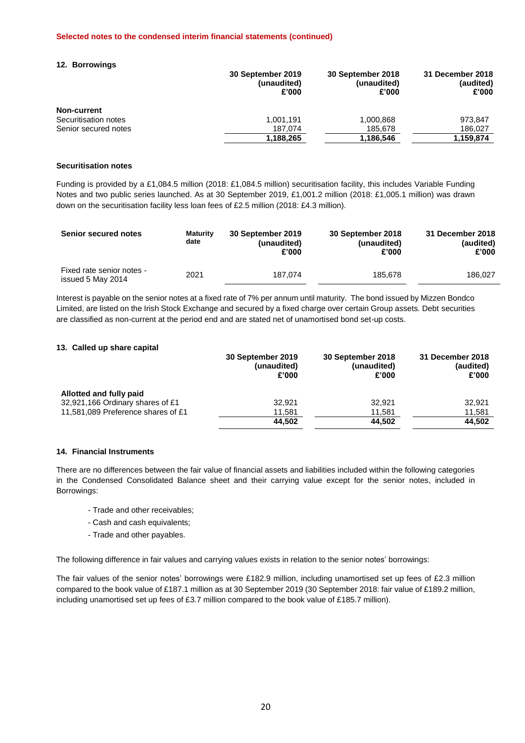**Selected notes to the condensed interim financial statements (continued)**

## 12. Borrowings

| | 30 September 2019 (unaudited) £'000 | 30 September 2018 (unaudited) £'000 | 31 December 2018 (audited) £'000 |
|---|---|---|---|
| **Non-current** | | | |
| Securitisation notes | 1,001,191 | 1,000,868 | 973,847 |
| Senior secured notes | 187,074 | 185,678 | 186,027 |
| | **1,188,265** | **1,186,546** | **1,159,874** |

### Securitisation notes

Funding is provided by a £1,084.5 million (2018: £1,084.5 million) securitisation facility, this includes Variable Funding Notes and two public series launched. As at 30 September 2019, £1,001.2 million (2018: £1,005.1 million) was drawn down on the securitisation facility less loan fees of £2.5 million (2018: £4.3 million).

| Senior secured notes | Maturity date | 30 September 2019 (unaudited) £'000 | 30 September 2018 (unaudited) £'000 | 31 December 2018 (audited) £'000 |
|---|---|---|---|---|
| Fixed rate senior notes - issued 5 May 2014 | 2021 | 187,074 | 185,678 | 186,027 |

Interest is payable on the senior notes at a fixed rate of 7% per annum until maturity. The bond issued by Mizzen Bondco Limited, are listed on the Irish Stock Exchange and secured by a fixed charge over certain Group assets. Debt securities are classified as non-current at the period end and are stated net of unamortised bond set-up costs.

## 13. Called up share capital

| | 30 September 2019 (unaudited) £'000 | 30 September 2018 (unaudited) £'000 | 31 December 2018 (audited) £'000 |
|---|---|---|---|
| **Allotted and fully paid** | | | |
| 32,921,166 Ordinary shares of £1 | 32,921 | 32,921 | 32,921 |
| 11,581,089 Preference shares of £1 | 11,581 | 11,581 | 11,581 |
| | **44,502** | **44,502** | **44,502** |

## 14. Financial Instruments

There are no differences between the fair value of financial assets and liabilities included within the following categories in the Condensed Consolidated Balance sheet and their carrying value except for the senior notes, included in Borrowings:

- Trade and other receivables;
- Cash and cash equivalents;
- Trade and other payables.

The following difference in fair values and carrying values exists in relation to the senior notes' borrowings:

The fair values of the senior notes' borrowings were £182.9 million, including unamortised set up fees of £2.3 million compared to the book value of £187.1 million as at 30 September 2019 (30 September 2018: fair value of £189.2 million, including unamortised set up fees of £3.7 million compared to the book value of £185.7 million).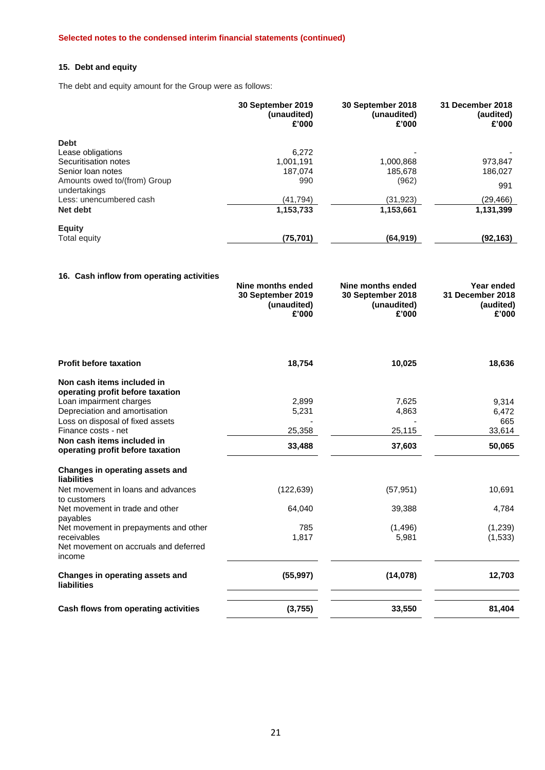**Selected notes to the condensed interim financial statements (continued)**

### 15. Debt and equity

The debt and equity amount for the Group were as follows:

| | 30 September 2019 (unaudited) £'000 | 30 September 2018 (unaudited) £'000 | 31 December 2018 (audited) £'000 |
|---|---|---|---|
| **Debt** | | | |
| Lease obligations | 6,272 | - | - |
| Securitisation notes | 1,001,191 | 1,000,868 | 973,847 |
| Senior loan notes | 187,074 | 185,678 | 186,027 |
| Amounts owed to/(from) Group undertakings | 990 | (962) | 991 |
| Less: unencumbered cash | (41,794) | (31,923) | (29,466) |
| **Net debt** | **1,153,733** | **1,153,661** | **1,131,399** |
| **Equity** | | | |
| Total equity | **(75,701)** | **(64,919)** | **(92,163)** |

### 16. Cash inflow from operating activities

| | Nine months ended 30 September 2019 (unaudited) £'000 | Nine months ended 30 September 2018 (unaudited) £'000 | Year ended 31 December 2018 (audited) £'000 |
|---|---|---|---|
| **Profit before taxation** | **18,754** | **10,025** | **18,636** |
| **Non cash items included in operating profit before taxation** | | | |
| Loan impairment charges | 2,899 | 7,625 | 9,314 |
| Depreciation and amortisation | 5,231 | 4,863 | 6,472 |
| Loss on disposal of fixed assets | - | - | 665 |
| Finance costs - net | 25,358 | 25,115 | 33,614 |
| **Non cash items included in operating profit before taxation** | **33,488** | **37,603** | **50,065** |
| **Changes in operating assets and liabilities** | | | |
| Net movement in loans and advances to customers | (122,639) | (57,951) | 10,691 |
| Net movement in trade and other payables | 64,040 | 39,388 | 4,784 |
| Net movement in prepayments and other receivables | 785 | (1,496) | (1,239) |
| Net movement on accruals and deferred income | 1,817 | 5,981 | (1,533) |
| **Changes in operating assets and liabilities** | **(55,997)** | **(14,078)** | **12,703** |
| **Cash flows from operating activities** | **(3,755)** | **33,550** | **81,404** |